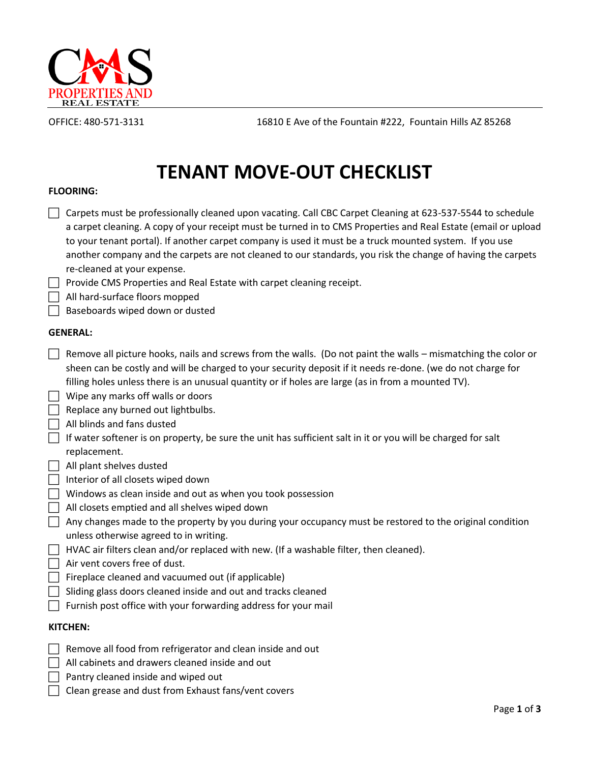CMS PROPERTIES AND REAL ESTATE

OFFICE: 480-571-3131 16810 E Ave of the Fountain #222, Fountain Hills AZ 85268

# TENANT MOVE-OUT CHECKLIST

**FLOORING:**

- ☐ Carpets must be professionally cleaned upon vacating. Call CBC Carpet Cleaning at 623-537-5544 to schedule a carpet cleaning. A copy of your receipt must be turned in to CMS Properties and Real Estate (email or upload to your tenant portal). If another carpet company is used it must be a truck mounted system. If you use another company and the carpets are not cleaned to our standards, you risk the change of having the carpets re-cleaned at your expense.
- ☐ Provide CMS Properties and Real Estate with carpet cleaning receipt.
- ☐ All hard-surface floors mopped
- ☐ Baseboards wiped down or dusted

**GENERAL:**

- ☐ Remove all picture hooks, nails and screws from the walls. (Do not paint the walls – mismatching the color or sheen can be costly and will be charged to your security deposit if it needs re-done. (we do not charge for filling holes unless there is an unusual quantity or if holes are large (as in from a mounted TV).
- ☐ Wipe any marks off walls or doors
- ☐ Replace any burned out lightbulbs.
- ☐ All blinds and fans dusted
- ☐ If water softener is on property, be sure the unit has sufficient salt in it or you will be charged for salt replacement.
- ☐ All plant shelves dusted
- ☐ Interior of all closets wiped down
- ☐ Windows as clean inside and out as when you took possession
- ☐ All closets emptied and all shelves wiped down
- ☐ Any changes made to the property by you during your occupancy must be restored to the original condition unless otherwise agreed to in writing.
- ☐ HVAC air filters clean and/or replaced with new. (If a washable filter, then cleaned).
- ☐ Air vent covers free of dust.
- ☐ Fireplace cleaned and vacuumed out (if applicable)
- ☐ Sliding glass doors cleaned inside and out and tracks cleaned
- ☐ Furnish post office with your forwarding address for your mail

**KITCHEN:**

- ☐ Remove all food from refrigerator and clean inside and out
- ☐ All cabinets and drawers cleaned inside and out
- ☐ Pantry cleaned inside and wiped out
- ☐ Clean grease and dust from Exhaust fans/vent covers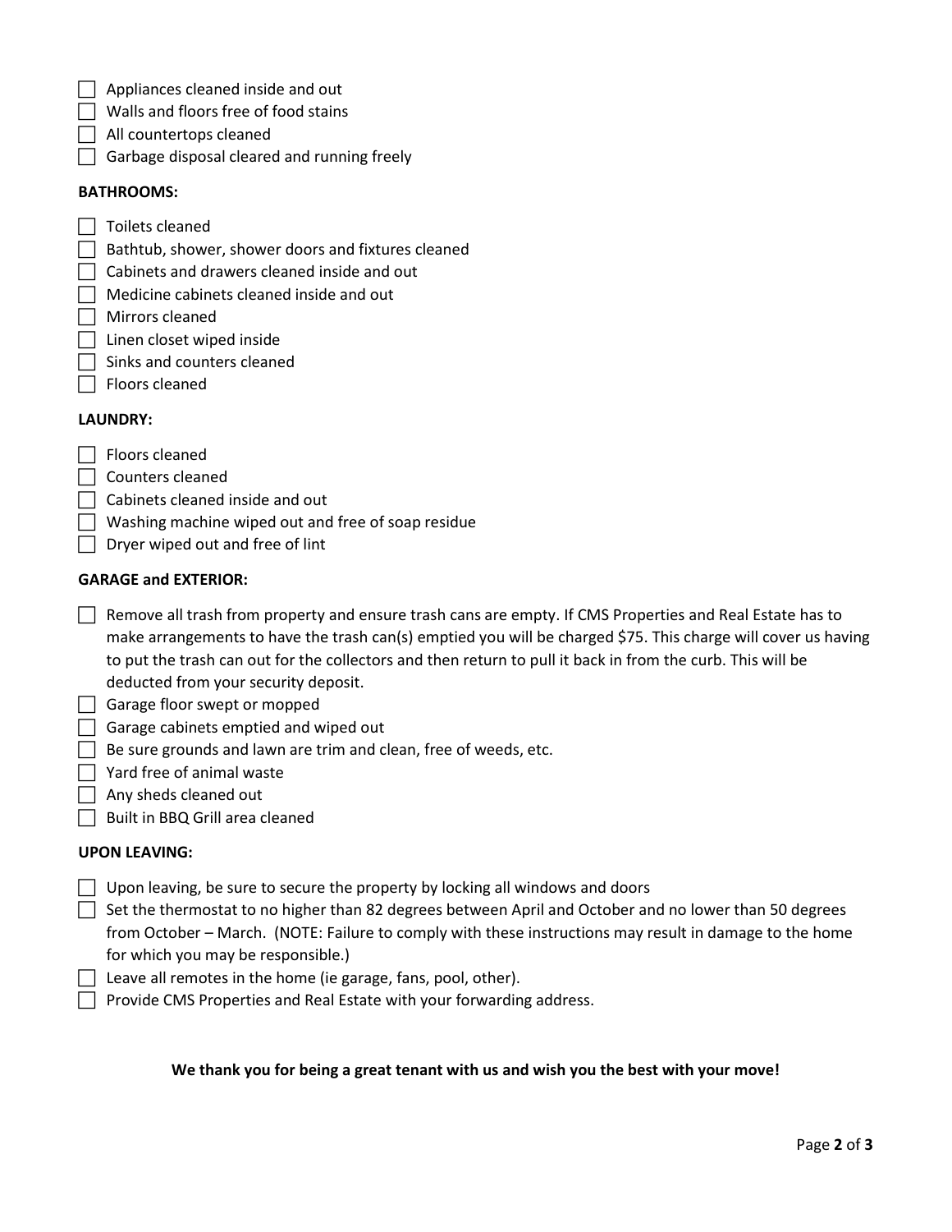- [ ] Appliances cleaned inside and out
- [ ] Walls and floors free of food stains
- [ ] All countertops cleaned
- [ ] Garbage disposal cleared and running freely

**BATHROOMS:**

- [ ] Toilets cleaned
- [ ] Bathtub, shower, shower doors and fixtures cleaned
- [ ] Cabinets and drawers cleaned inside and out
- [ ] Medicine cabinets cleaned inside and out
- [ ] Mirrors cleaned
- [ ] Linen closet wiped inside
- [ ] Sinks and counters cleaned
- [ ] Floors cleaned

**LAUNDRY:**

- [ ] Floors cleaned
- [ ] Counters cleaned
- [ ] Cabinets cleaned inside and out
- [ ] Washing machine wiped out and free of soap residue
- [ ] Dryer wiped out and free of lint

**GARAGE and EXTERIOR:**

- [ ] Remove all trash from property and ensure trash cans are empty. If CMS Properties and Real Estate has to make arrangements to have the trash can(s) emptied you will be charged $75. This charge will cover us having to put the trash can out for the collectors and then return to pull it back in from the curb. This will be deducted from your security deposit.
- [ ] Garage floor swept or mopped
- [ ] Garage cabinets emptied and wiped out
- [ ] Be sure grounds and lawn are trim and clean, free of weeds, etc.
- [ ] Yard free of animal waste
- [ ] Any sheds cleaned out
- [ ] Built in BBQ Grill area cleaned

**UPON LEAVING:**

- [ ] Upon leaving, be sure to secure the property by locking all windows and doors
- [ ] Set the thermostat to no higher than 82 degrees between April and October and no lower than 50 degrees from October – March. (NOTE: Failure to comply with these instructions may result in damage to the home for which you may be responsible.)
- [ ] Leave all remotes in the home (ie garage, fans, pool, other).
- [ ] Provide CMS Properties and Real Estate with your forwarding address.

**We thank you for being a great tenant with us and wish you the best with your move!**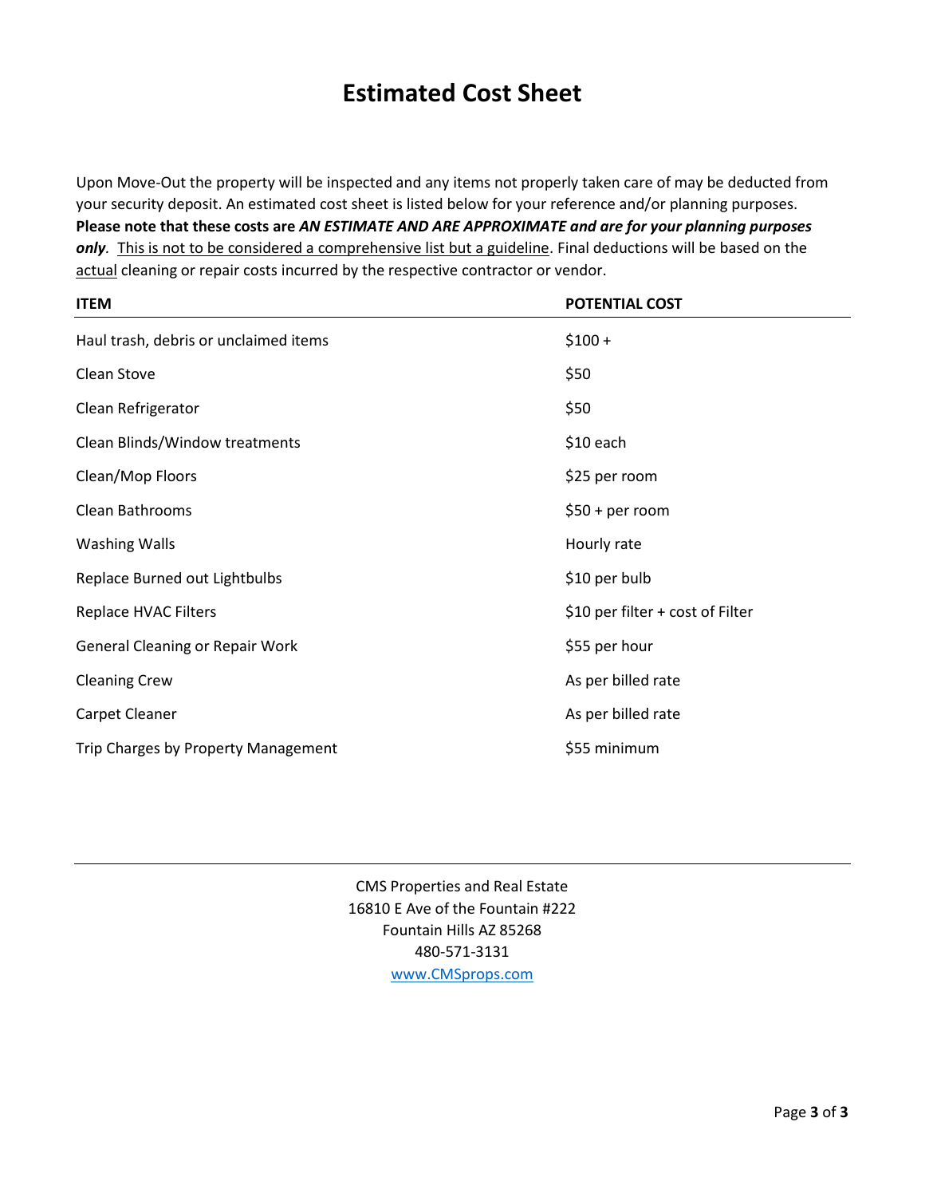# Estimated Cost Sheet

Upon Move-Out the property will be inspected and any items not properly taken care of may be deducted from your security deposit. An estimated cost sheet is listed below for your reference and/or planning purposes. **Please note that these costs are *AN ESTIMATE AND ARE APPROXIMATE and are for your planning purposes only*.** <u>This is not to be considered a comprehensive list but a guideline</u>. Final deductions will be based on the <u>actual</u> cleaning or repair costs incurred by the respective contractor or vendor.

| ITEM | POTENTIAL COST |
|---|---|
| Haul trash, debris or unclaimed items | $100 + |
| Clean Stove | $50 |
| Clean Refrigerator | $50 |
| Clean Blinds/Window treatments | $10 each |
| Clean/Mop Floors | $25 per room |
| Clean Bathrooms | $50 + per room |
| Washing Walls | Hourly rate |
| Replace Burned out Lightbulbs | $10 per bulb |
| Replace HVAC Filters | $10 per filter + cost of Filter |
| General Cleaning or Repair Work | $55 per hour |
| Cleaning Crew | As per billed rate |
| Carpet Cleaner | As per billed rate |
| Trip Charges by Property Management | $55 minimum |

CMS Properties and Real Estate
16810 E Ave of the Fountain #222
Fountain Hills AZ 85268
480-571-3131
www.CMSprops.com